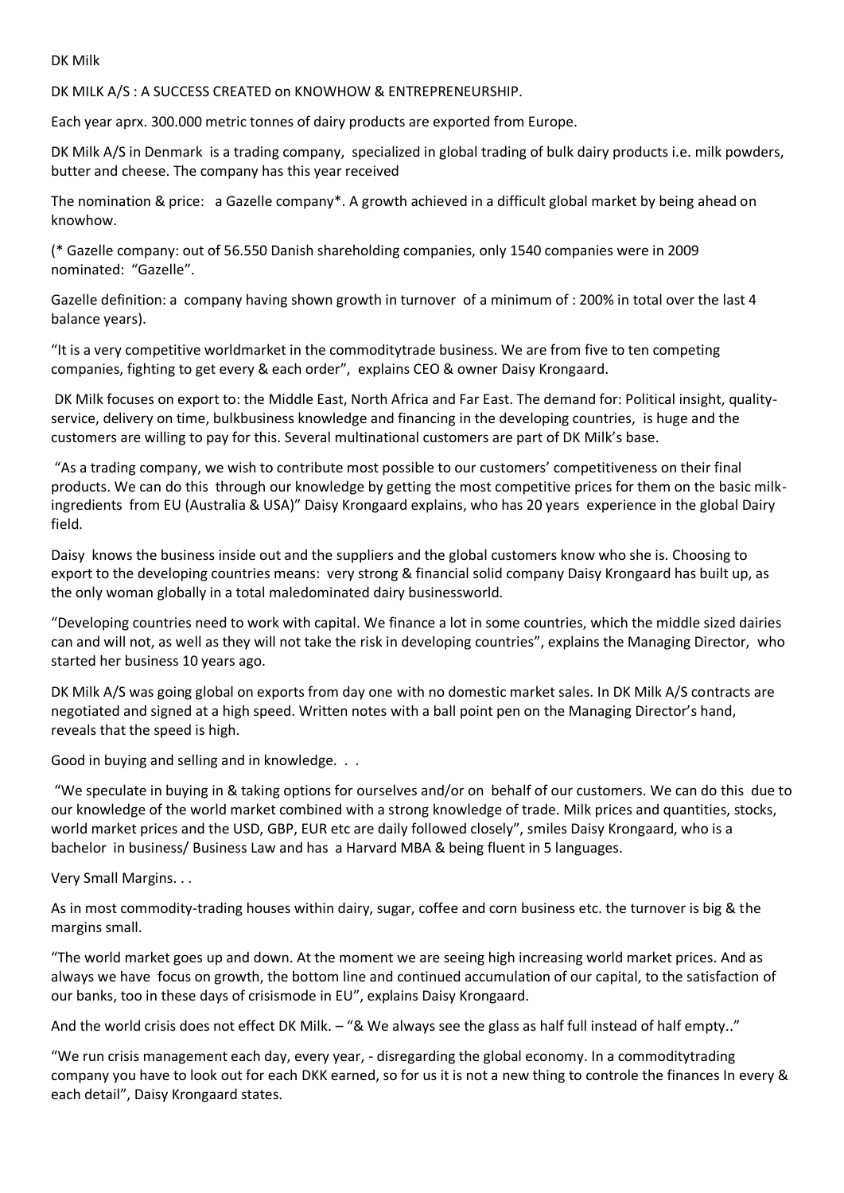DK Milk

DK MILK A/S : A SUCCESS CREATED on KNOWHOW & ENTREPRENEURSHIP.

Each year aprx. 300.000 metric tonnes of dairy products are exported from Europe.

DK Milk A/S in Denmark is a trading company, specialized in global trading of bulk dairy products i.e. milk powders, butter and cheese. The company has this year received

The nomination & price: a Gazelle company*. A growth achieved in a difficult global market by being ahead on knowhow.

(* Gazelle company: out of 56.550 Danish shareholding companies, only 1540 companies were in 2009 nominated: "Gazelle".

Gazelle definition: a company having shown growth in turnover of a minimum of : 200% in total over the last 4 balance years).

"It is a very competitive worldmarket in the commoditytrade business. We are from five to ten competing companies, fighting to get every & each order", explains CEO & owner Daisy Krongaard.

DK Milk focuses on export to: the Middle East, North Africa and Far East. The demand for: Political insight, quality-service, delivery on time, bulkbusiness knowledge and financing in the developing countries, is huge and the customers are willing to pay for this. Several multinational customers are part of DK Milk's base.

"As a trading company, we wish to contribute most possible to our customers' competitiveness on their final products. We can do this through our knowledge by getting the most competitive prices for them on the basic milk-ingredients from EU (Australia & USA)" Daisy Krongaard explains, who has 20 years experience in the global Dairy field.

Daisy knows the business inside out and the suppliers and the global customers know who she is. Choosing to export to the developing countries means: very strong & financial solid company Daisy Krongaard has built up, as the only woman globally in a total maledominated dairy businessworld.

"Developing countries need to work with capital. We finance a lot in some countries, which the middle sized dairies can and will not, as well as they will not take the risk in developing countries", explains the Managing Director, who started her business 10 years ago.

DK Milk A/S was going global on exports from day one with no domestic market sales. In DK Milk A/S contracts are negotiated and signed at a high speed. Written notes with a ball point pen on the Managing Director's hand, reveals that the speed is high.

Good in buying and selling and in knowledge. . .

"We speculate in buying in & taking options for ourselves and/or on behalf of our customers. We can do this due to our knowledge of the world market combined with a strong knowledge of trade. Milk prices and quantities, stocks, world market prices and the USD, GBP, EUR etc are daily followed closely", smiles Daisy Krongaard, who is a bachelor in business/ Business Law and has a Harvard MBA & being fluent in 5 languages.

Very Small Margins. . .

As in most commodity-trading houses within dairy, sugar, coffee and corn business etc. the turnover is big & the margins small.

"The world market goes up and down. At the moment we are seeing high increasing world market prices. And as always we have focus on growth, the bottom line and continued accumulation of our capital, to the satisfaction of our banks, too in these days of crisismode in EU", explains Daisy Krongaard.

And the world crisis does not effect DK Milk. – "& We always see the glass as half full instead of half empty.."

"We run crisis management each day, every year, - disregarding the global economy. In a commoditytrading company you have to look out for each DKK earned, so for us it is not a new thing to controle the finances In every & each detail", Daisy Krongaard states.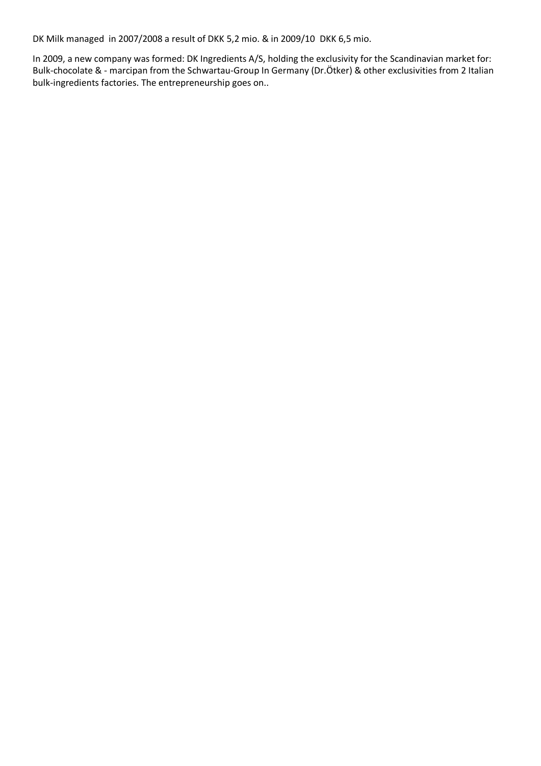DK Milk managed  in 2007/2008 a result of DKK 5,2 mio. & in 2009/10  DKK 6,5 mio.

In 2009, a new company was formed: DK Ingredients A/S, holding the exclusivity for the Scandinavian market for: Bulk-chocolate & - marcipan from the Schwartau-Group In Germany (Dr.Ötker) & other exclusivities from 2 Italian bulk-ingredients factories. The entrepreneurship goes on..